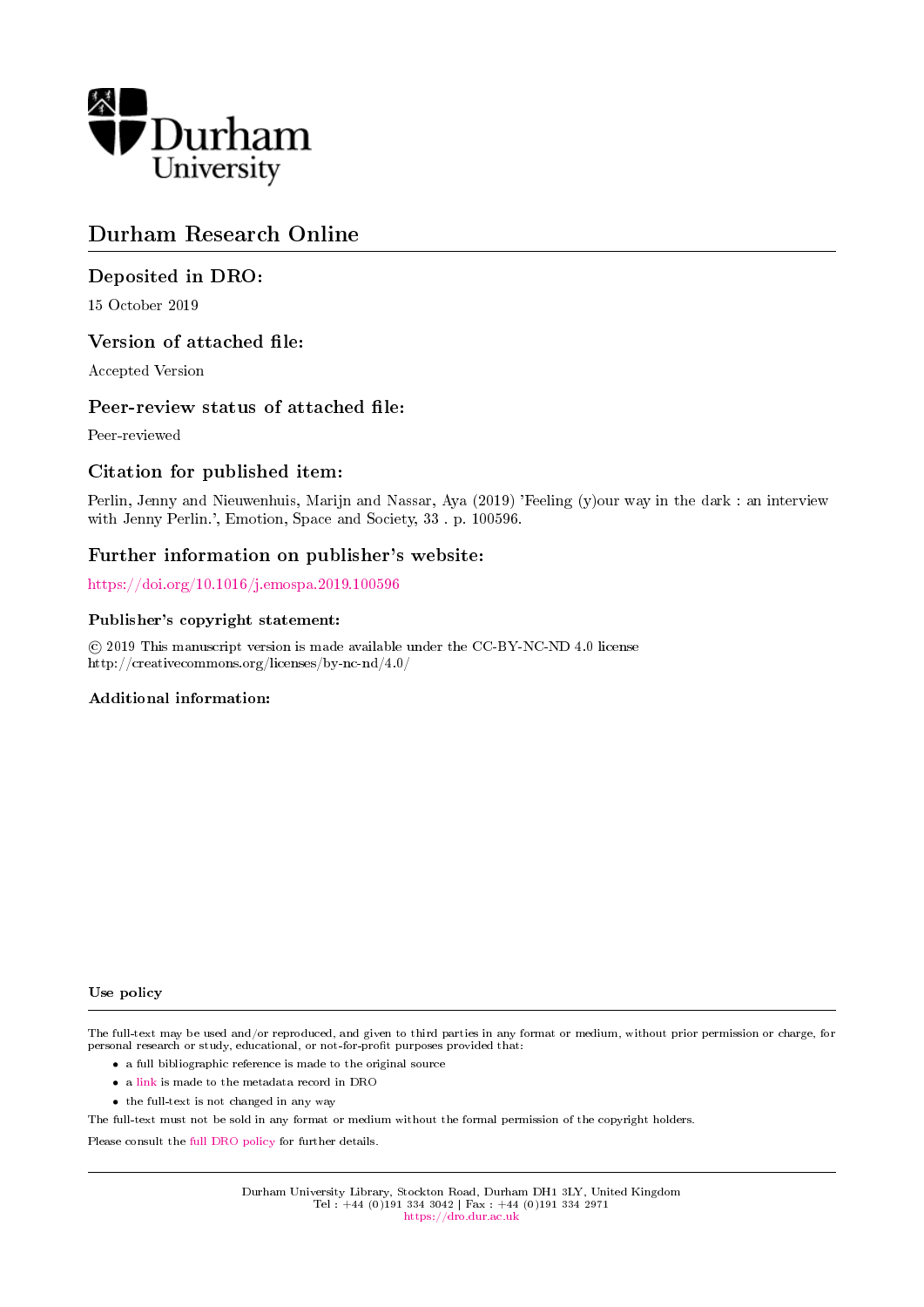Durham University

# Durham Research Online

## Deposited in DRO:

15 October 2019

## Version of attached file:

Accepted Version

## Peer-review status of attached file:

Peer-reviewed

## Citation for published item:

Perlin, Jenny and Nieuwenhuis, Marijn and Nassar, Aya (2019) 'Feeling (y)our way in the dark : an interview with Jenny Perlin.', Emotion, Space and Society, 33 . p. 100596.

## Further information on publisher's website:

https://doi.org/10.1016/j.emospa.2019.100596

### Publisher's copyright statement:

© 2019 This manuscript version is made available under the CC-BY-NC-ND 4.0 license http://creativecommons.org/licenses/by-nc-nd/4.0/

### Additional information:

### Use policy

The full-text may be used and/or reproduced, and given to third parties in any format or medium, without prior permission or charge, for personal research or study, educational, or not-for-profit purposes provided that:

- a full bibliographic reference is made to the original source
- a link is made to the metadata record in DRO
- the full-text is not changed in any way

The full-text must not be sold in any format or medium without the formal permission of the copyright holders.

Please consult the full DRO policy for further details.

Durham University Library, Stockton Road, Durham DH1 3LY, United Kingdom
Tel : +44 (0)191 334 3042 | Fax : +44 (0)191 334 2971
https://dro.dur.ac.uk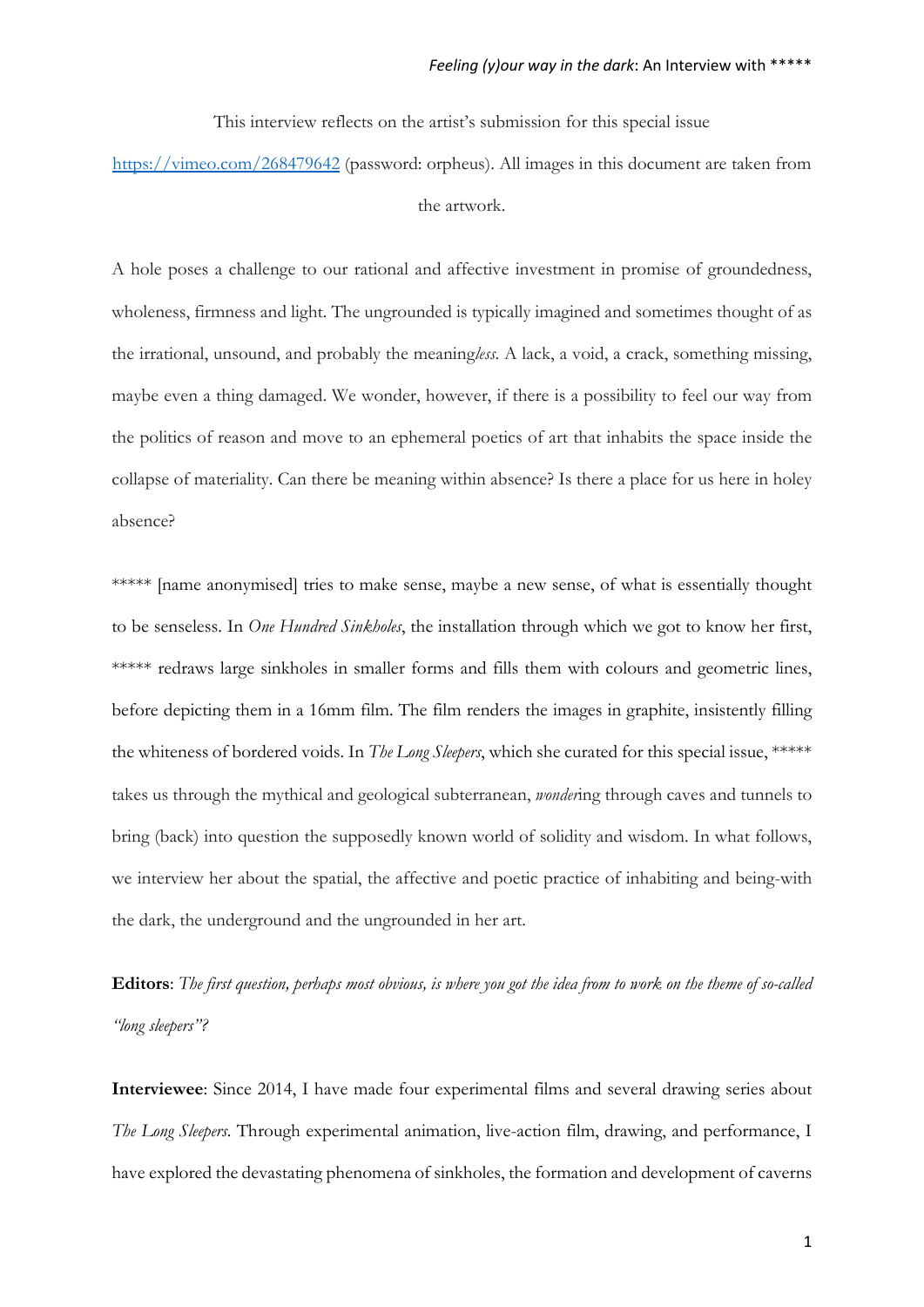This interview reflects on the artist's submission for this special issue https://vimeo.com/268479642 (password: orpheus). All images in this document are taken from the artwork.

A hole poses a challenge to our rational and affective investment in promise of groundedness, wholeness, firmness and light. The ungrounded is typically imagined and sometimes thought of as the irrational, unsound, and probably the meaning*less*. A lack, a void, a crack, something missing, maybe even a thing damaged. We wonder, however, if there is a possibility to feel our way from the politics of reason and move to an ephemeral poetics of art that inhabits the space inside the collapse of materiality. Can there be meaning within absence? Is there a place for us here in holey absence?

***** [name anonymised] tries to make sense, maybe a new sense, of what is essentially thought to be senseless. In *One Hundred Sinkholes*, the installation through which we got to know her first, ***** redraws large sinkholes in smaller forms and fills them with colours and geometric lines, before depicting them in a 16mm film. The film renders the images in graphite, insistently filling the whiteness of bordered voids. In *The Long Sleepers*, which she curated for this special issue, ***** takes us through the mythical and geological subterranean, *wonder*ing through caves and tunnels to bring (back) into question the supposedly known world of solidity and wisdom. In what follows, we interview her about the spatial, the affective and poetic practice of inhabiting and being-with the dark, the underground and the ungrounded in her art.

**Editors**: *The first question, perhaps most obvious, is where you got the idea from to work on the theme of so-called "long sleepers"?*

**Interviewee**: Since 2014, I have made four experimental films and several drawing series about *The Long Sleepers*. Through experimental animation, live-action film, drawing, and performance, I have explored the devastating phenomena of sinkholes, the formation and development of caverns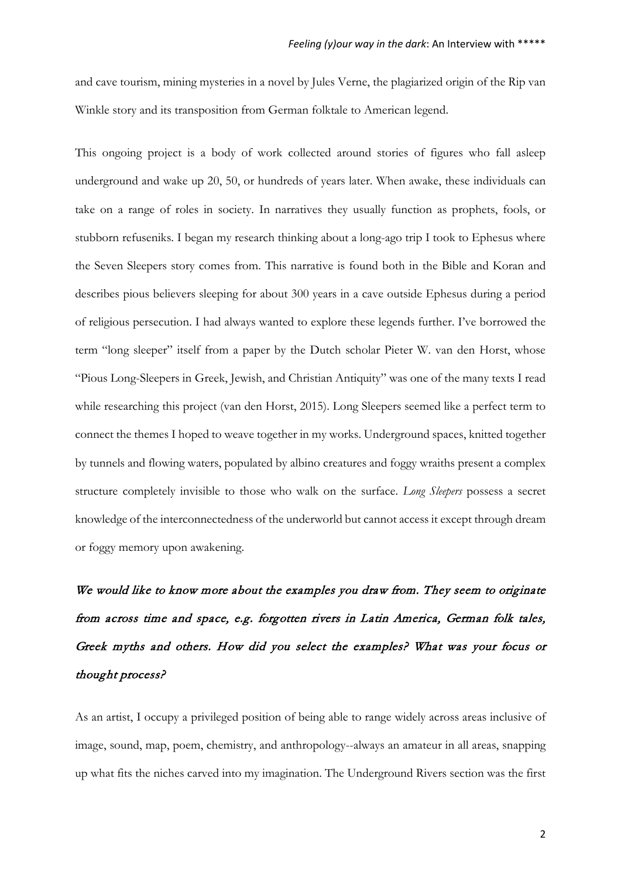and cave tourism, mining mysteries in a novel by Jules Verne, the plagiarized origin of the Rip van Winkle story and its transposition from German folktale to American legend.

This ongoing project is a body of work collected around stories of figures who fall asleep underground and wake up 20, 50, or hundreds of years later. When awake, these individuals can take on a range of roles in society. In narratives they usually function as prophets, fools, or stubborn refuseniks. I began my research thinking about a long-ago trip I took to Ephesus where the Seven Sleepers story comes from. This narrative is found both in the Bible and Koran and describes pious believers sleeping for about 300 years in a cave outside Ephesus during a period of religious persecution. I had always wanted to explore these legends further. I've borrowed the term "long sleeper" itself from a paper by the Dutch scholar Pieter W. van den Horst, whose "Pious Long-Sleepers in Greek, Jewish, and Christian Antiquity" was one of the many texts I read while researching this project (van den Horst, 2015). Long Sleepers seemed like a perfect term to connect the themes I hoped to weave together in my works. Underground spaces, knitted together by tunnels and flowing waters, populated by albino creatures and foggy wraiths present a complex structure completely invisible to those who walk on the surface. *Long Sleepers* possess a secret knowledge of the interconnectedness of the underworld but cannot access it except through dream or foggy memory upon awakening.

*We would like to know more about the examples you draw from. They seem to originate from across time and space, e.g. forgotten rivers in Latin America, German folk tales, Greek myths and others. How did you select the examples? What was your focus or thought process?*

As an artist, I occupy a privileged position of being able to range widely across areas inclusive of image, sound, map, poem, chemistry, and anthropology--always an amateur in all areas, snapping up what fits the niches carved into my imagination. The Underground Rivers section was the first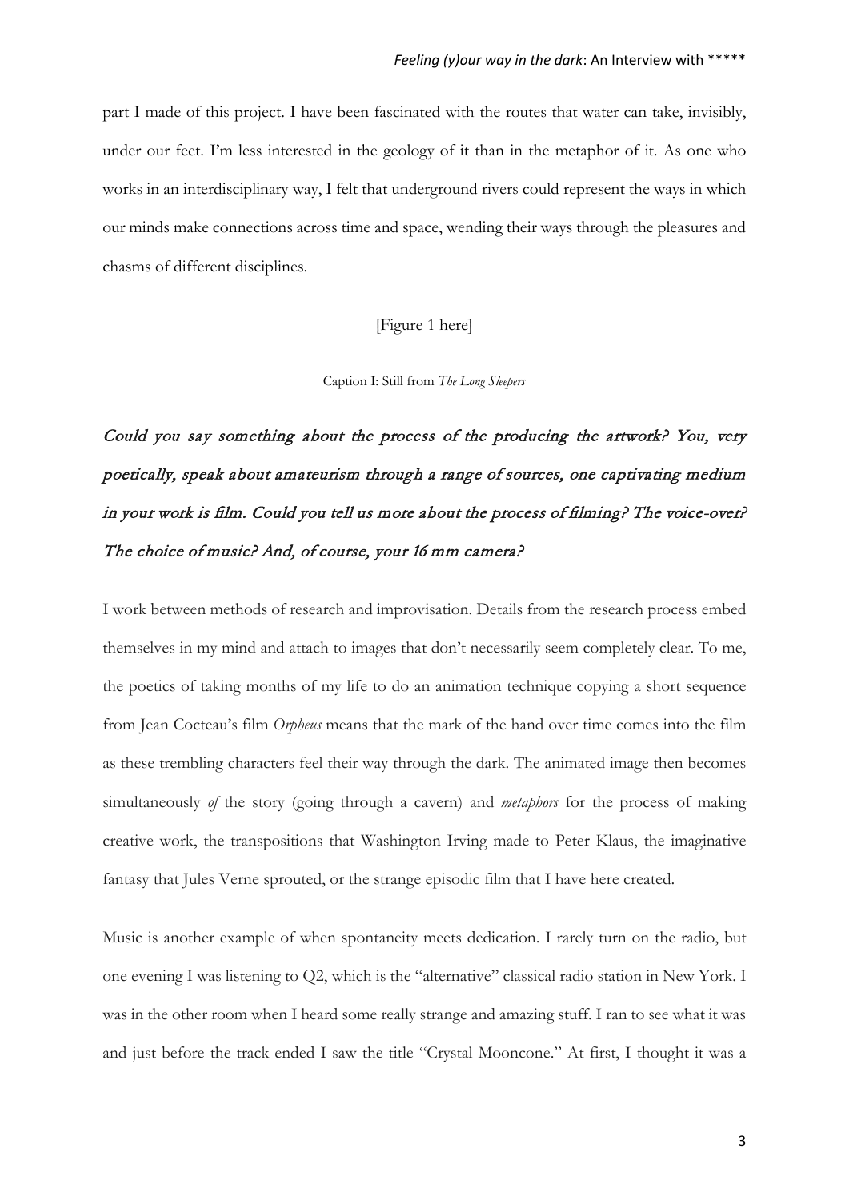part I made of this project. I have been fascinated with the routes that water can take, invisibly, under our feet. I'm less interested in the geology of it than in the metaphor of it. As one who works in an interdisciplinary way, I felt that underground rivers could represent the ways in which our minds make connections across time and space, wending their ways through the pleasures and chasms of different disciplines.

[Figure 1 here]

Caption I: Still from *The Long Sleepers*

*Could you say something about the process of the producing the artwork? You, very poetically, speak about amateurism through a range of sources, one captivating medium in your work is film. Could you tell us more about the process of filming? The voice-over? The choice of music? And, of course, your 16 mm camera?*

I work between methods of research and improvisation. Details from the research process embed themselves in my mind and attach to images that don't necessarily seem completely clear. To me, the poetics of taking months of my life to do an animation technique copying a short sequence from Jean Cocteau's film *Orpheus* means that the mark of the hand over time comes into the film as these trembling characters feel their way through the dark. The animated image then becomes simultaneously *of* the story (going through a cavern) and *metaphors* for the process of making creative work, the transpositions that Washington Irving made to Peter Klaus, the imaginative fantasy that Jules Verne sprouted, or the strange episodic film that I have here created.

Music is another example of when spontaneity meets dedication. I rarely turn on the radio, but one evening I was listening to Q2, which is the "alternative" classical radio station in New York. I was in the other room when I heard some really strange and amazing stuff. I ran to see what it was and just before the track ended I saw the title "Crystal Mooncone." At first, I thought it was a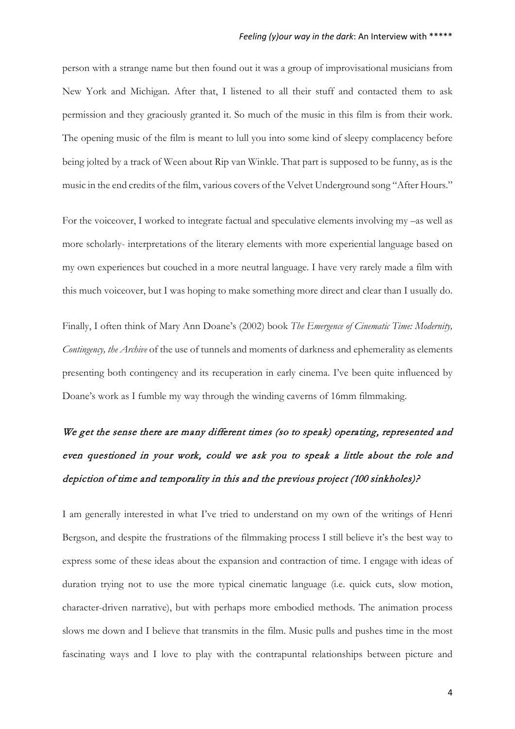person with a strange name but then found out it was a group of improvisational musicians from New York and Michigan. After that, I listened to all their stuff and contacted them to ask permission and they graciously granted it. So much of the music in this film is from their work. The opening music of the film is meant to lull you into some kind of sleepy complacency before being jolted by a track of Ween about Rip van Winkle. That part is supposed to be funny, as is the music in the end credits of the film, various covers of the Velvet Underground song "After Hours."

For the voiceover, I worked to integrate factual and speculative elements involving my –as well as more scholarly- interpretations of the literary elements with more experiential language based on my own experiences but couched in a more neutral language. I have very rarely made a film with this much voiceover, but I was hoping to make something more direct and clear than I usually do.

Finally, I often think of Mary Ann Doane's (2002) book *The Emergence of Cinematic Time: Modernity, Contingency, the Archive* of the use of tunnels and moments of darkness and ephemerality as elements presenting both contingency and its recuperation in early cinema. I've been quite influenced by Doane's work as I fumble my way through the winding caverns of 16mm filmmaking.

*We get the sense there are many different times (so to speak) operating, represented and even questioned in your work, could we ask you to speak a little about the role and depiction of time and temporality in this and the previous project (100 sinkholes)?*

I am generally interested in what I've tried to understand on my own of the writings of Henri Bergson, and despite the frustrations of the filmmaking process I still believe it's the best way to express some of these ideas about the expansion and contraction of time. I engage with ideas of duration trying not to use the more typical cinematic language (i.e. quick cuts, slow motion, character-driven narrative), but with perhaps more embodied methods. The animation process slows me down and I believe that transmits in the film. Music pulls and pushes time in the most fascinating ways and I love to play with the contrapuntal relationships between picture and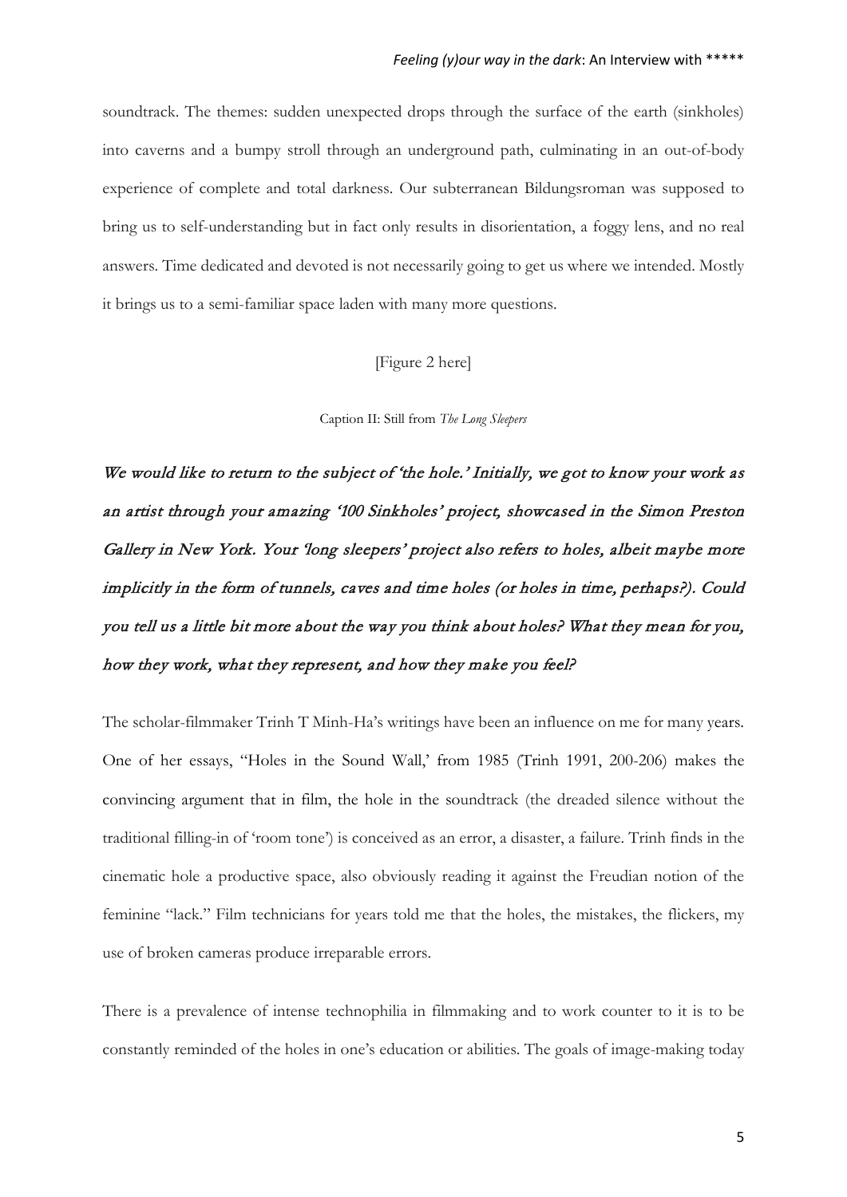soundtrack. The themes: sudden unexpected drops through the surface of the earth (sinkholes) into caverns and a bumpy stroll through an underground path, culminating in an out-of-body experience of complete and total darkness. Our subterranean Bildungsroman was supposed to bring us to self-understanding but in fact only results in disorientation, a foggy lens, and no real answers. Time dedicated and devoted is not necessarily going to get us where we intended. Mostly it brings us to a semi-familiar space laden with many more questions.

[Figure 2 here]

Caption II: Still from *The Long Sleepers*

*We would like to return to the subject of 'the hole.' Initially, we got to know your work as an artist through your amazing '100 Sinkholes' project, showcased in the Simon Preston Gallery in New York. Your 'long sleepers' project also refers to holes, albeit maybe more implicitly in the form of tunnels, caves and time holes (or holes in time, perhaps?). Could you tell us a little bit more about the way you think about holes? What they mean for you, how they work, what they represent, and how they make you feel?*

The scholar-filmmaker Trinh T Minh-Ha's writings have been an influence on me for many years. One of her essays, "Holes in the Sound Wall,' from 1985 (Trinh 1991, 200-206) makes the convincing argument that in film, the hole in the soundtrack (the dreaded silence without the traditional filling-in of 'room tone') is conceived as an error, a disaster, a failure. Trinh finds in the cinematic hole a productive space, also obviously reading it against the Freudian notion of the feminine "lack." Film technicians for years told me that the holes, the mistakes, the flickers, my use of broken cameras produce irreparable errors.

There is a prevalence of intense technophilia in filmmaking and to work counter to it is to be constantly reminded of the holes in one's education or abilities. The goals of image-making today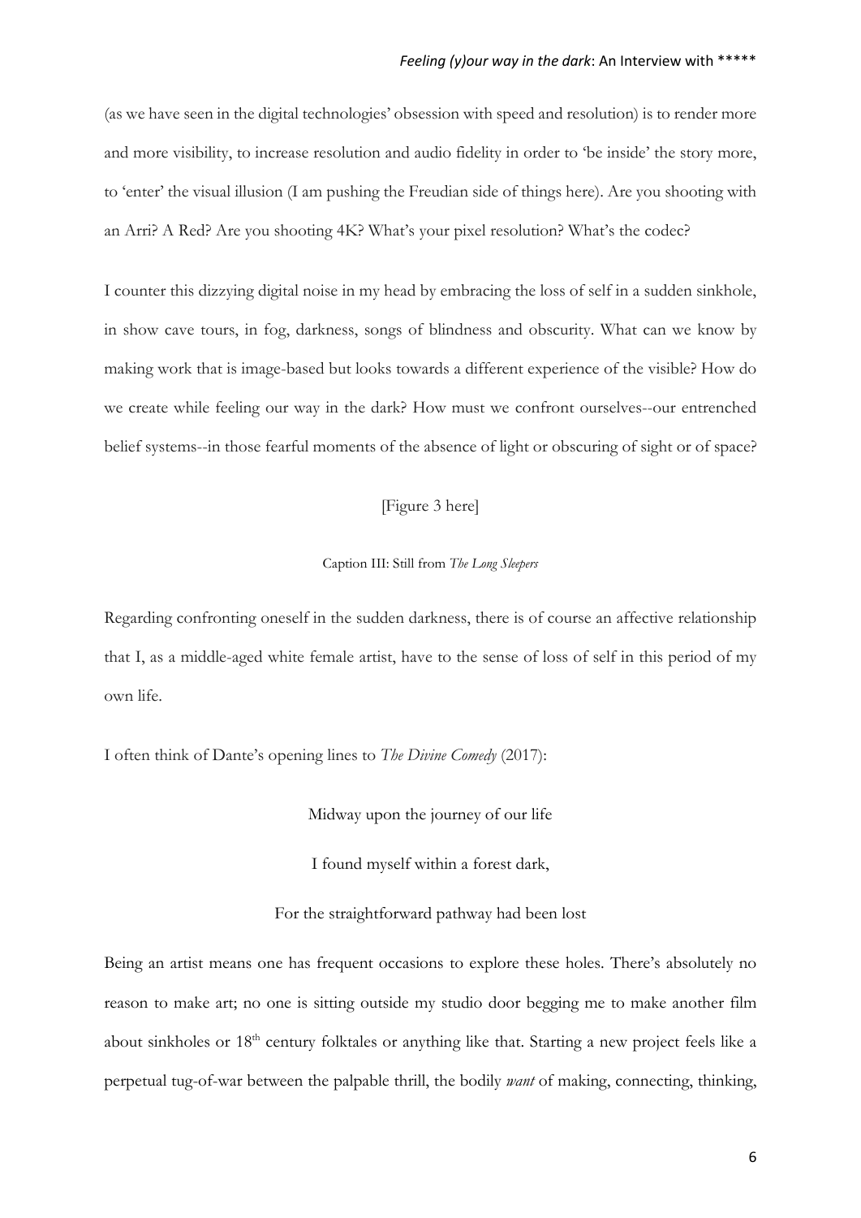(as we have seen in the digital technologies' obsession with speed and resolution) is to render more and more visibility, to increase resolution and audio fidelity in order to 'be inside' the story more, to 'enter' the visual illusion (I am pushing the Freudian side of things here). Are you shooting with an Arri? A Red? Are you shooting 4K? What's your pixel resolution? What's the codec?

I counter this dizzying digital noise in my head by embracing the loss of self in a sudden sinkhole, in show cave tours, in fog, darkness, songs of blindness and obscurity. What can we know by making work that is image-based but looks towards a different experience of the visible? How do we create while feeling our way in the dark? How must we confront ourselves--our entrenched belief systems--in those fearful moments of the absence of light or obscuring of sight or of space?

[Figure 3 here]

Caption III: Still from *The Long Sleepers*

Regarding confronting oneself in the sudden darkness, there is of course an affective relationship that I, as a middle-aged white female artist, have to the sense of loss of self in this period of my own life.

I often think of Dante's opening lines to *The Divine Comedy* (2017):

> Midway upon the journey of our life
>
> I found myself within a forest dark,
>
> For the straightforward pathway had been lost

Being an artist means one has frequent occasions to explore these holes. There's absolutely no reason to make art; no one is sitting outside my studio door begging me to make another film about sinkholes or 18th century folktales or anything like that. Starting a new project feels like a perpetual tug-of-war between the palpable thrill, the bodily *want* of making, connecting, thinking,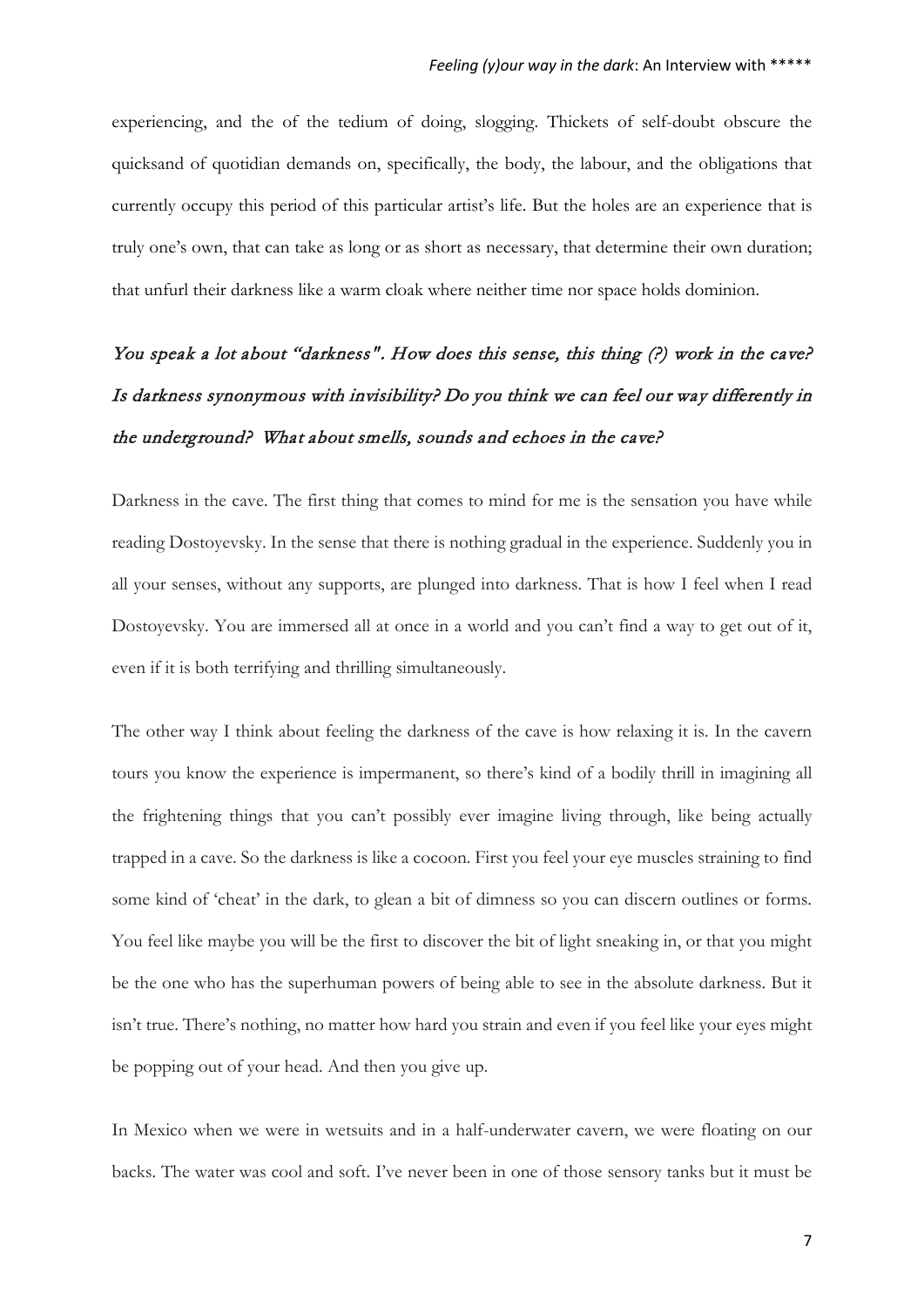experiencing, and the of the tedium of doing, slogging. Thickets of self-doubt obscure the quicksand of quotidian demands on, specifically, the body, the labour, and the obligations that currently occupy this period of this particular artist's life. But the holes are an experience that is truly one's own, that can take as long or as short as necessary, that determine their own duration; that unfurl their darkness like a warm cloak where neither time nor space holds dominion.

*You speak a lot about "darkness". How does this sense, this thing (?) work in the cave? Is darkness synonymous with invisibility? Do you think we can feel our way differently in the underground? What about smells, sounds and echoes in the cave?*

Darkness in the cave. The first thing that comes to mind for me is the sensation you have while reading Dostoyevsky. In the sense that there is nothing gradual in the experience. Suddenly you in all your senses, without any supports, are plunged into darkness. That is how I feel when I read Dostoyevsky. You are immersed all at once in a world and you can't find a way to get out of it, even if it is both terrifying and thrilling simultaneously.

The other way I think about feeling the darkness of the cave is how relaxing it is. In the cavern tours you know the experience is impermanent, so there's kind of a bodily thrill in imagining all the frightening things that you can't possibly ever imagine living through, like being actually trapped in a cave. So the darkness is like a cocoon. First you feel your eye muscles straining to find some kind of 'cheat' in the dark, to glean a bit of dimness so you can discern outlines or forms. You feel like maybe you will be the first to discover the bit of light sneaking in, or that you might be the one who has the superhuman powers of being able to see in the absolute darkness. But it isn't true. There's nothing, no matter how hard you strain and even if you feel like your eyes might be popping out of your head. And then you give up.

In Mexico when we were in wetsuits and in a half-underwater cavern, we were floating on our backs. The water was cool and soft. I've never been in one of those sensory tanks but it must be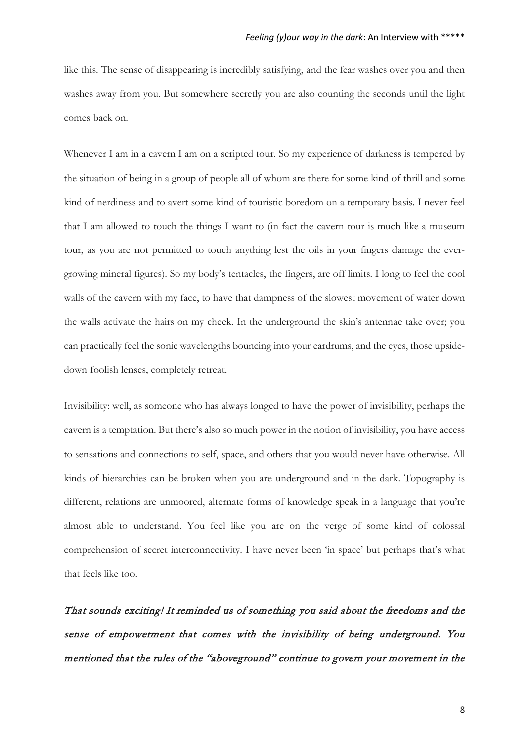like this. The sense of disappearing is incredibly satisfying, and the fear washes over you and then washes away from you. But somewhere secretly you are also counting the seconds until the light comes back on.

Whenever I am in a cavern I am on a scripted tour. So my experience of darkness is tempered by the situation of being in a group of people all of whom are there for some kind of thrill and some kind of nerdiness and to avert some kind of touristic boredom on a temporary basis. I never feel that I am allowed to touch the things I want to (in fact the cavern tour is much like a museum tour, as you are not permitted to touch anything lest the oils in your fingers damage the ever-growing mineral figures). So my body's tentacles, the fingers, are off limits. I long to feel the cool walls of the cavern with my face, to have that dampness of the slowest movement of water down the walls activate the hairs on my cheek. In the underground the skin's antennae take over; you can practically feel the sonic wavelengths bouncing into your eardrums, and the eyes, those upside-down foolish lenses, completely retreat.

Invisibility: well, as someone who has always longed to have the power of invisibility, perhaps the cavern is a temptation. But there's also so much power in the notion of invisibility, you have access to sensations and connections to self, space, and others that you would never have otherwise. All kinds of hierarchies can be broken when you are underground and in the dark. Topography is different, relations are unmoored, alternate forms of knowledge speak in a language that you're almost able to understand. You feel like you are on the verge of some kind of colossal comprehension of secret interconnectivity. I have never been 'in space' but perhaps that's what that feels like too.

*That sounds exciting! It reminded us of something you said about the freedoms and the sense of empowerment that comes with the invisibility of being underground. You mentioned that the rules of the "aboveground" continue to govern your movement in the*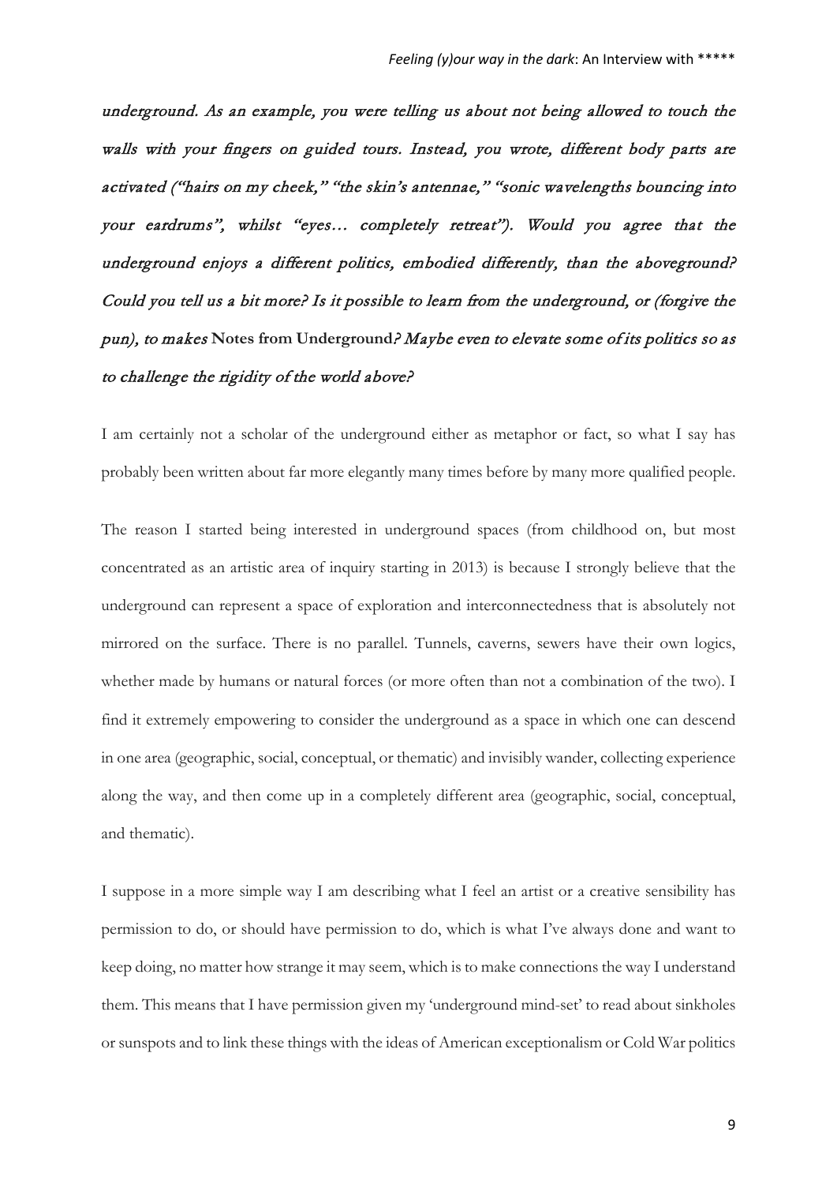*underground. As an example, you were telling us about not being allowed to touch the walls with your fingers on guided tours. Instead, you wrote, different body parts are activated ("hairs on my cheek," "the skin's antennae," "sonic wavelengths bouncing into your eardrums", whilst "eyes… completely retreat"). Would you agree that the underground enjoys a different politics, embodied differently, than the aboveground? Could you tell us a bit more? Is it possible to learn from the underground, or (forgive the pun), to makes* **Notes from Underground***? Maybe even to elevate some of its politics so as to challenge the rigidity of the world above?*

I am certainly not a scholar of the underground either as metaphor or fact, so what I say has probably been written about far more elegantly many times before by many more qualified people.

The reason I started being interested in underground spaces (from childhood on, but most concentrated as an artistic area of inquiry starting in 2013) is because I strongly believe that the underground can represent a space of exploration and interconnectedness that is absolutely not mirrored on the surface. There is no parallel. Tunnels, caverns, sewers have their own logics, whether made by humans or natural forces (or more often than not a combination of the two). I find it extremely empowering to consider the underground as a space in which one can descend in one area (geographic, social, conceptual, or thematic) and invisibly wander, collecting experience along the way, and then come up in a completely different area (geographic, social, conceptual, and thematic).

I suppose in a more simple way I am describing what I feel an artist or a creative sensibility has permission to do, or should have permission to do, which is what I've always done and want to keep doing, no matter how strange it may seem, which is to make connections the way I understand them. This means that I have permission given my 'underground mind-set' to read about sinkholes or sunspots and to link these things with the ideas of American exceptionalism or Cold War politics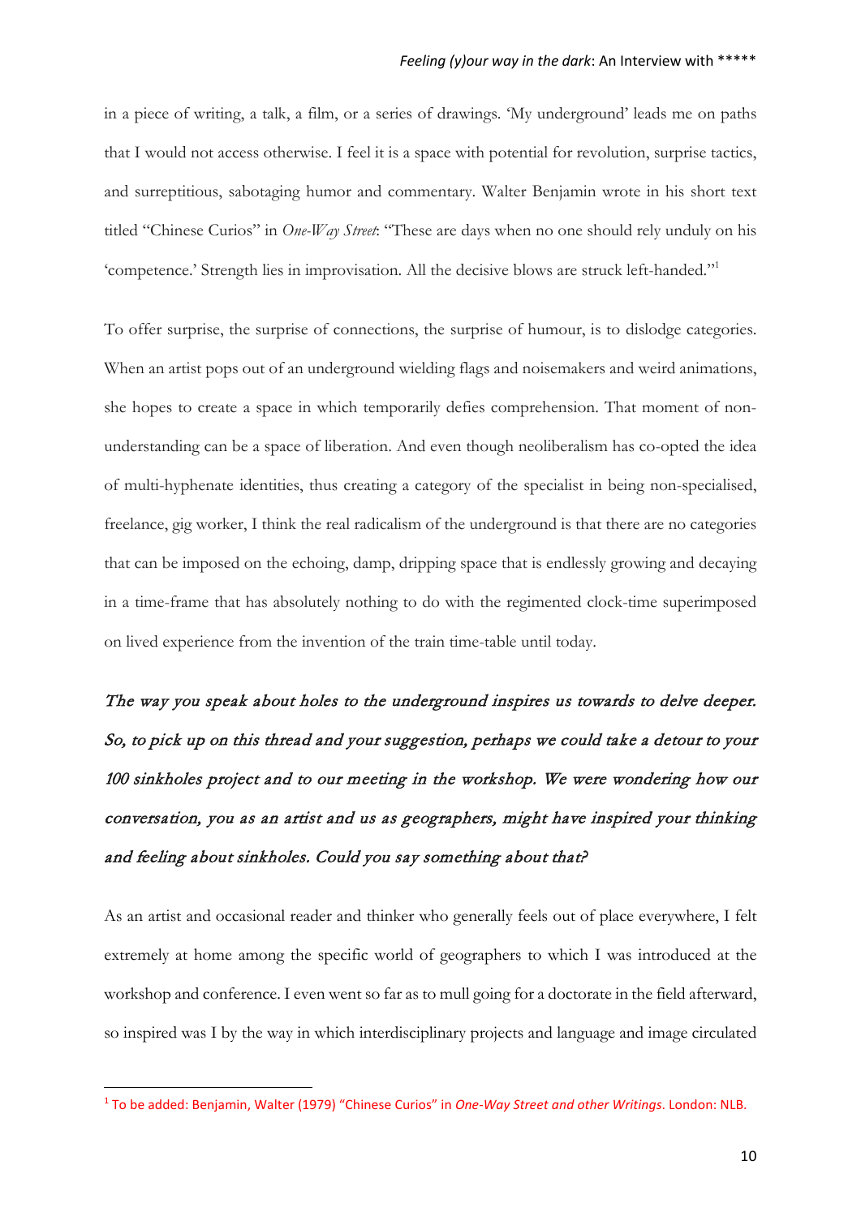in a piece of writing, a talk, a film, or a series of drawings. 'My underground' leads me on paths that I would not access otherwise. I feel it is a space with potential for revolution, surprise tactics, and surreptitious, sabotaging humor and commentary. Walter Benjamin wrote in his short text titled "Chinese Curios" in *One-Way Street*: "These are days when no one should rely unduly on his 'competence.' Strength lies in improvisation. All the decisive blows are struck left-handed."[1]

To offer surprise, the surprise of connections, the surprise of humour, is to dislodge categories. When an artist pops out of an underground wielding flags and noisemakers and weird animations, she hopes to create a space in which temporarily defies comprehension. That moment of non-understanding can be a space of liberation. And even though neoliberalism has co-opted the idea of multi-hyphenate identities, thus creating a category of the specialist in being non-specialised, freelance, gig worker, I think the real radicalism of the underground is that there are no categories that can be imposed on the echoing, damp, dripping space that is endlessly growing and decaying in a time-frame that has absolutely nothing to do with the regimented clock-time superimposed on lived experience from the invention of the train time-table until today.

*The way you speak about holes to the underground inspires us towards to delve deeper. So, to pick up on this thread and your suggestion, perhaps we could take a detour to your 100 sinkholes project and to our meeting in the workshop. We were wondering how our conversation, you as an artist and us as geographers, might have inspired your thinking and feeling about sinkholes. Could you say something about that?*

As an artist and occasional reader and thinker who generally feels out of place everywhere, I felt extremely at home among the specific world of geographers to which I was introduced at the workshop and conference. I even went so far as to mull going for a doctorate in the field afterward, so inspired was I by the way in which interdisciplinary projects and language and image circulated

---

[1] To be added: Benjamin, Walter (1979) "Chinese Curios" in *One-Way Street and other Writings*. London: NLB.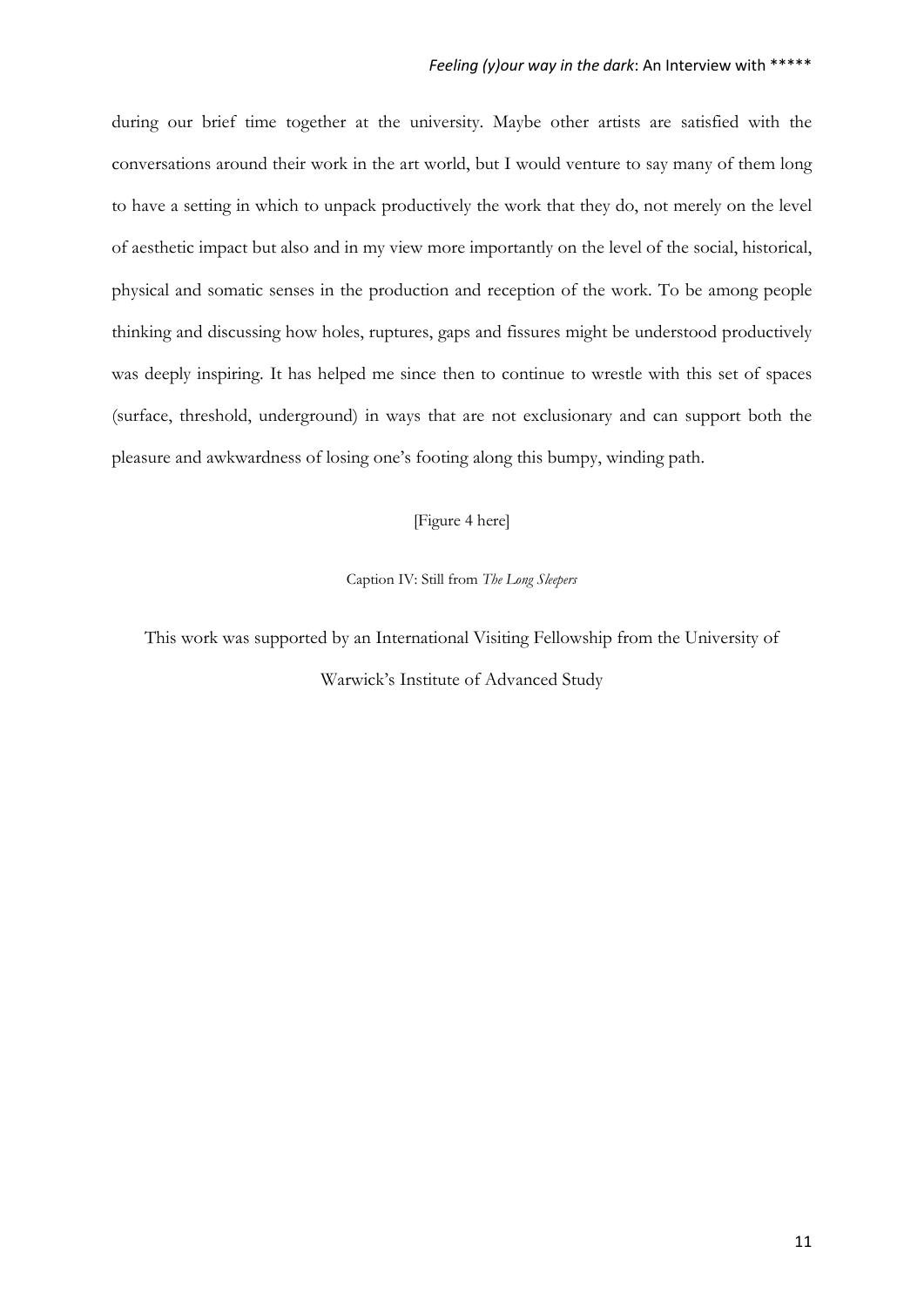during our brief time together at the university. Maybe other artists are satisfied with the conversations around their work in the art world, but I would venture to say many of them long to have a setting in which to unpack productively the work that they do, not merely on the level of aesthetic impact but also and in my view more importantly on the level of the social, historical, physical and somatic senses in the production and reception of the work. To be among people thinking and discussing how holes, ruptures, gaps and fissures might be understood productively was deeply inspiring. It has helped me since then to continue to wrestle with this set of spaces (surface, threshold, underground) in ways that are not exclusionary and can support both the pleasure and awkwardness of losing one's footing along this bumpy, winding path.

[Figure 4 here]

Caption IV: Still from *The Long Sleepers*

This work was supported by an International Visiting Fellowship from the University of Warwick's Institute of Advanced Study